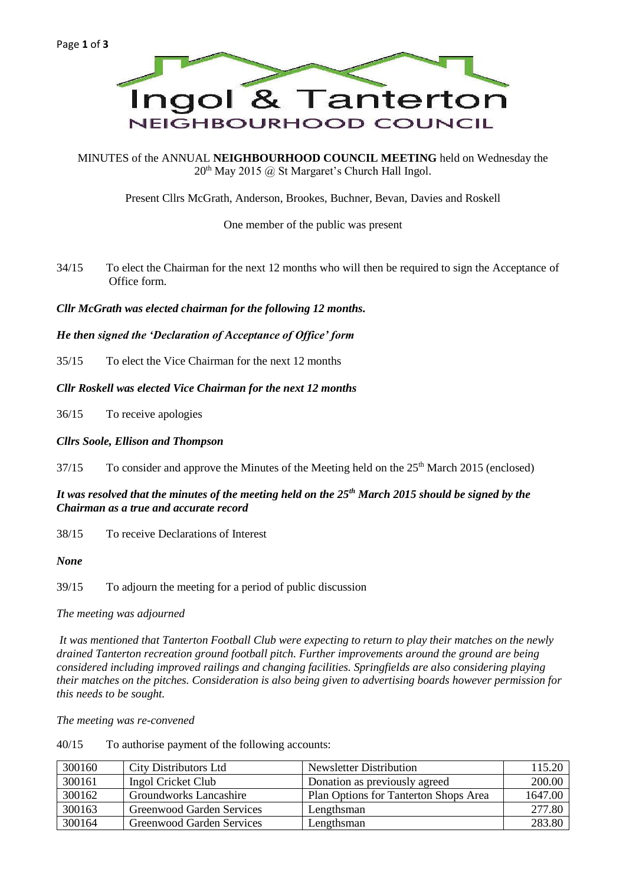# Ingol & Tanterton

## NEIGHBOURHOOD COUNCIL

MINUTES of the ANNUAL **NEIGHBOURHOOD COUNCIL MEETING** held on Wednesday the 20th May 2015 @ St Margaret's Church Hall Ingol.

Present Cllrs McGrath, Anderson, Brookes, Buchner, Bevan, Davies and Roskell

One member of the public was present

34/15 To elect the Chairman for the next 12 months who will then be required to sign the Acceptance of Office form.

***Cllr McGrath was elected chairman for the following 12 months.***

***He then signed the 'Declaration of Acceptance of Office' form***

35/15 To elect the Vice Chairman for the next 12 months

***Cllr Roskell was elected Vice Chairman for the next 12 months***

36/15 To receive apologies

***Cllrs Soole, Ellison and Thompson***

37/15 To consider and approve the Minutes of the Meeting held on the 25th March 2015 (enclosed)

***It was resolved that the minutes of the meeting held on the 25th March 2015 should be signed by the Chairman as a true and accurate record***

38/15 To receive Declarations of Interest

***None***

39/15 To adjourn the meeting for a period of public discussion

*The meeting was adjourned*

*It was mentioned that Tanterton Football Club were expecting to return to play their matches on the newly drained Tanterton recreation ground football pitch. Further improvements around the ground are being considered including improved railings and changing facilities. Springfields are also considering playing their matches on the pitches. Consideration is also being given to advertising boards however permission for this needs to be sought.*

*The meeting was re-convened*

40/15 To authorise payment of the following accounts:

| | | | |
|---|---|---|---|
| 300160 | City Distributors Ltd | Newsletter Distribution | 115.20 |
| 300161 | Ingol Cricket Club | Donation as previously agreed | 200.00 |
| 300162 | Groundworks Lancashire | Plan Options for Tanterton Shops Area | 1647.00 |
| 300163 | Greenwood Garden Services | Lengthsman | 277.80 |
| 300164 | Greenwood Garden Services | Lengthsman | 283.80 |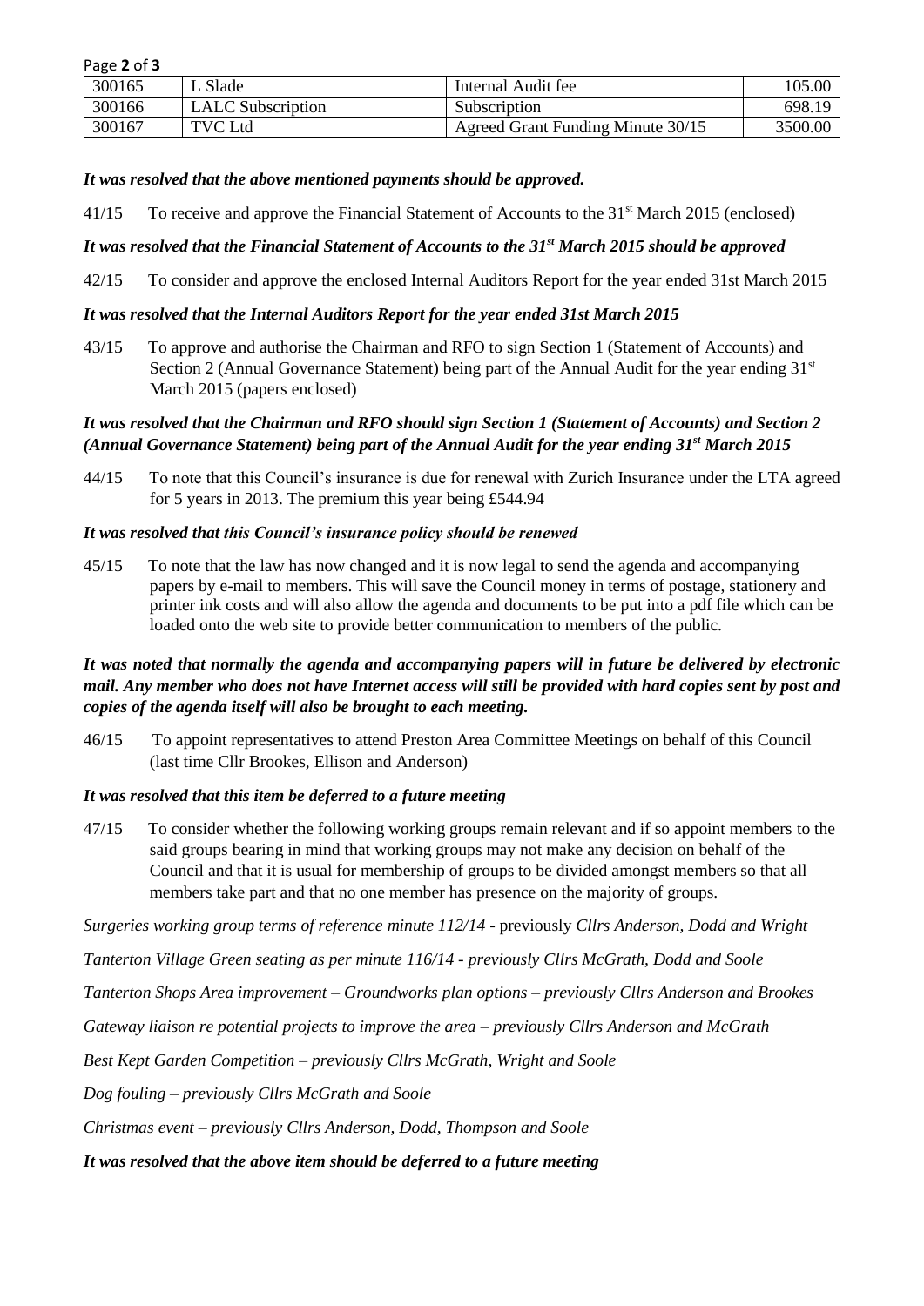| 300165 | L Slade | Internal Audit fee | 105.00 |
|---|---|---|---|
| 300166 | LALC Subscription | Subscription | 698.19 |
| 300167 | TVC Ltd | Agreed Grant Funding Minute 30/15 | 3500.00 |

***It was resolved that the above mentioned payments should be approved.***

41/15 To receive and approve the Financial Statement of Accounts to the 31st March 2015 (enclosed)

***It was resolved that the Financial Statement of Accounts to the 31st March 2015 should be approved***

42/15 To consider and approve the enclosed Internal Auditors Report for the year ended 31st March 2015

***It was resolved that the Internal Auditors Report for the year ended 31st March 2015***

43/15 To approve and authorise the Chairman and RFO to sign Section 1 (Statement of Accounts) and Section 2 (Annual Governance Statement) being part of the Annual Audit for the year ending 31st March 2015 (papers enclosed)

***It was resolved that the Chairman and RFO should sign Section 1 (Statement of Accounts) and Section 2 (Annual Governance Statement) being part of the Annual Audit for the year ending 31st March 2015***

44/15 To note that this Council's insurance is due for renewal with Zurich Insurance under the LTA agreed for 5 years in 2013. The premium this year being £544.94

***It was resolved that this Council's insurance policy should be renewed***

45/15 To note that the law has now changed and it is now legal to send the agenda and accompanying papers by e-mail to members. This will save the Council money in terms of postage, stationery and printer ink costs and will also allow the agenda and documents to be put into a pdf file which can be loaded onto the web site to provide better communication to members of the public.

***It was noted that normally the agenda and accompanying papers will in future be delivered by electronic mail. Any member who does not have Internet access will still be provided with hard copies sent by post and copies of the agenda itself will also be brought to each meeting.***

46/15 To appoint representatives to attend Preston Area Committee Meetings on behalf of this Council (last time Cllr Brookes, Ellison and Anderson)

***It was resolved that this item be deferred to a future meeting***

47/15 To consider whether the following working groups remain relevant and if so appoint members to the said groups bearing in mind that working groups may not make any decision on behalf of the Council and that it is usual for membership of groups to be divided amongst members so that all members take part and that no one member has presence on the majority of groups.

*Surgeries working group terms of reference minute 112/14* - previously *Cllrs Anderson, Dodd and Wright*

*Tanterton Village Green seating as per minute 116/14 - previously Cllrs McGrath, Dodd and Soole*

*Tanterton Shops Area improvement – Groundworks plan options – previously Cllrs Anderson and Brookes*

*Gateway liaison re potential projects to improve the area – previously Cllrs Anderson and McGrath*

*Best Kept Garden Competition – previously Cllrs McGrath, Wright and Soole*

*Dog fouling – previously Cllrs McGrath and Soole*

*Christmas event – previously Cllrs Anderson, Dodd, Thompson and Soole*

***It was resolved that the above item should be deferred to a future meeting***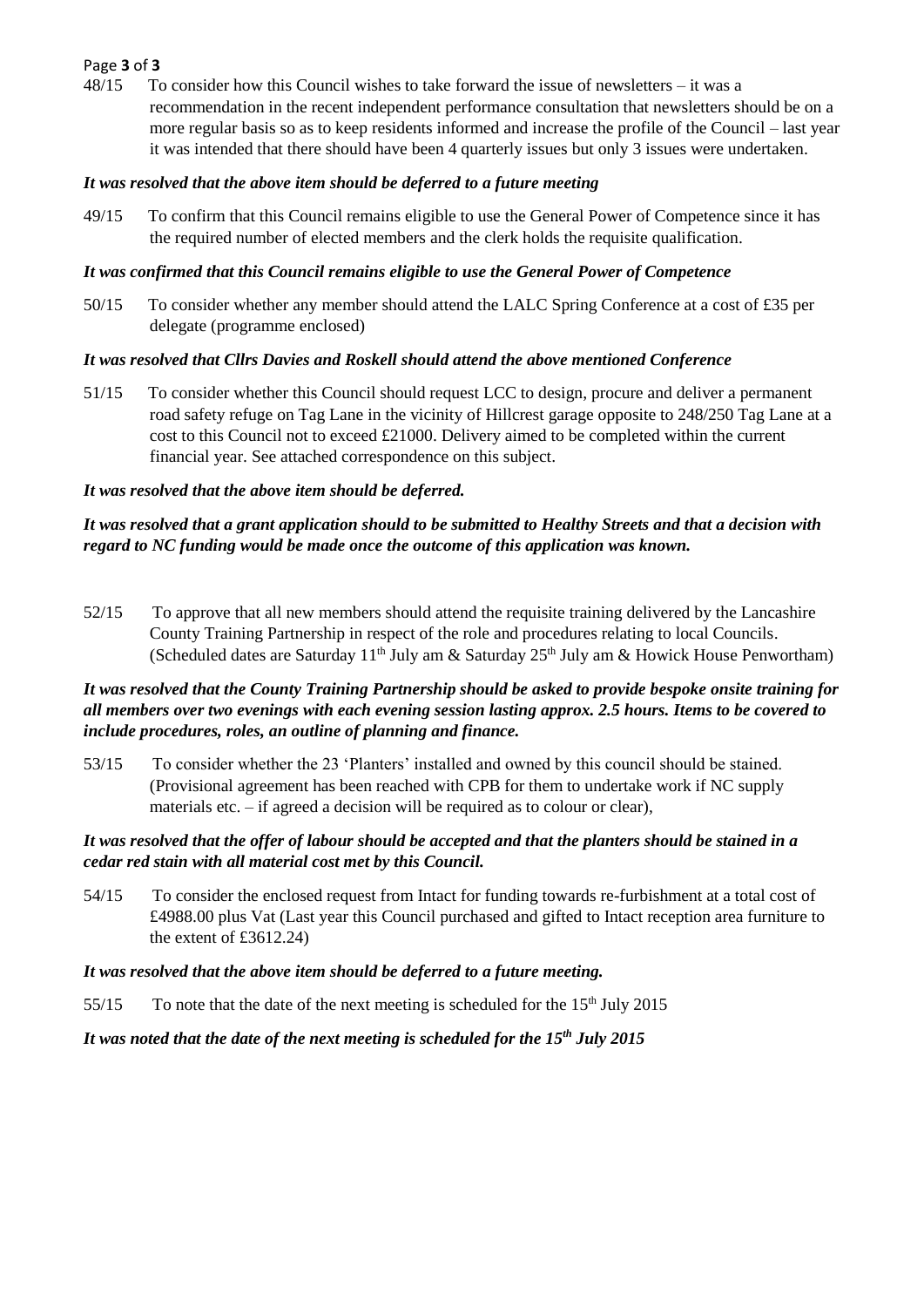48/15 To consider how this Council wishes to take forward the issue of newsletters – it was a recommendation in the recent independent performance consultation that newsletters should be on a more regular basis so as to keep residents informed and increase the profile of the Council – last year it was intended that there should have been 4 quarterly issues but only 3 issues were undertaken.

***It was resolved that the above item should be deferred to a future meeting***

49/15 To confirm that this Council remains eligible to use the General Power of Competence since it has the required number of elected members and the clerk holds the requisite qualification.

***It was confirmed that this Council remains eligible to use the General Power of Competence***

50/15 To consider whether any member should attend the LALC Spring Conference at a cost of £35 per delegate (programme enclosed)

***It was resolved that Cllrs Davies and Roskell should attend the above mentioned Conference***

51/15 To consider whether this Council should request LCC to design, procure and deliver a permanent road safety refuge on Tag Lane in the vicinity of Hillcrest garage opposite to 248/250 Tag Lane at a cost to this Council not to exceed £21000. Delivery aimed to be completed within the current financial year. See attached correspondence on this subject.

***It was resolved that the above item should be deferred.***

***It was resolved that a grant application should to be submitted to Healthy Streets and that a decision with regard to NC funding would be made once the outcome of this application was known.***

52/15 To approve that all new members should attend the requisite training delivered by the Lancashire County Training Partnership in respect of the role and procedures relating to local Councils. (Scheduled dates are Saturday 11th July am & Saturday 25th July am & Howick House Penwortham)

***It was resolved that the County Training Partnership should be asked to provide bespoke onsite training for all members over two evenings with each evening session lasting approx. 2.5 hours. Items to be covered to include procedures, roles, an outline of planning and finance.***

53/15 To consider whether the 23 'Planters' installed and owned by this council should be stained. (Provisional agreement has been reached with CPB for them to undertake work if NC supply materials etc. – if agreed a decision will be required as to colour or clear),

***It was resolved that the offer of labour should be accepted and that the planters should be stained in a cedar red stain with all material cost met by this Council.***

54/15 To consider the enclosed request from Intact for funding towards re-furbishment at a total cost of £4988.00 plus Vat (Last year this Council purchased and gifted to Intact reception area furniture to the extent of £3612.24)

***It was resolved that the above item should be deferred to a future meeting.***

55/15 To note that the date of the next meeting is scheduled for the 15th July 2015

***It was noted that the date of the next meeting is scheduled for the 15th July 2015***